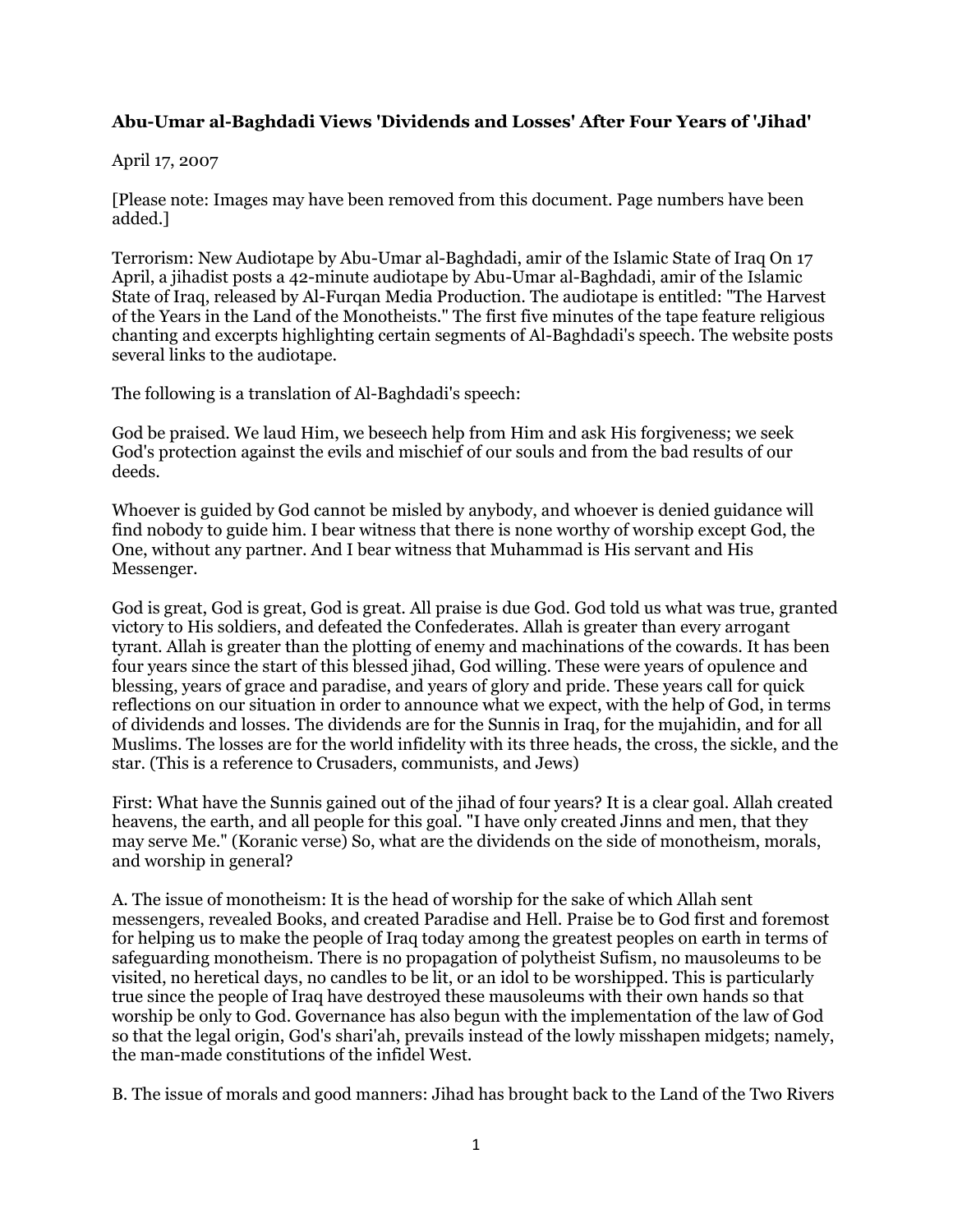**Abu-Umar al-Baghdadi Views 'Dividends and Losses' After Four Years of 'Jihad'**

April 17, 2007

[Please note: Images may have been removed from this document. Page numbers have been added.]

Terrorism: New Audiotape by Abu-Umar al-Baghdadi, amir of the Islamic State of Iraq On 17 April, a jihadist posts a 42-minute audiotape by Abu-Umar al-Baghdadi, amir of the Islamic State of Iraq, released by Al-Furqan Media Production. The audiotape is entitled: "The Harvest of the Years in the Land of the Monotheists." The first five minutes of the tape feature religious chanting and excerpts highlighting certain segments of Al-Baghdadi's speech. The website posts several links to the audiotape.

The following is a translation of Al-Baghdadi's speech:

God be praised. We laud Him, we beseech help from Him and ask His forgiveness; we seek God's protection against the evils and mischief of our souls and from the bad results of our deeds.

Whoever is guided by God cannot be misled by anybody, and whoever is denied guidance will find nobody to guide him. I bear witness that there is none worthy of worship except God, the One, without any partner. And I bear witness that Muhammad is His servant and His Messenger.

God is great, God is great, God is great. All praise is due God. God told us what was true, granted victory to His soldiers, and defeated the Confederates. Allah is greater than every arrogant tyrant. Allah is greater than the plotting of enemy and machinations of the cowards. It has been four years since the start of this blessed jihad, God willing. These were years of opulence and blessing, years of grace and paradise, and years of glory and pride. These years call for quick reflections on our situation in order to announce what we expect, with the help of God, in terms of dividends and losses. The dividends are for the Sunnis in Iraq, for the mujahidin, and for all Muslims. The losses are for the world infidelity with its three heads, the cross, the sickle, and the star. (This is a reference to Crusaders, communists, and Jews)

First: What have the Sunnis gained out of the jihad of four years? It is a clear goal. Allah created heavens, the earth, and all people for this goal. "I have only created Jinns and men, that they may serve Me." (Koranic verse) So, what are the dividends on the side of monotheism, morals, and worship in general?

A. The issue of monotheism: It is the head of worship for the sake of which Allah sent messengers, revealed Books, and created Paradise and Hell. Praise be to God first and foremost for helping us to make the people of Iraq today among the greatest peoples on earth in terms of safeguarding monotheism. There is no propagation of polytheist Sufism, no mausoleums to be visited, no heretical days, no candles to be lit, or an idol to be worshipped. This is particularly true since the people of Iraq have destroyed these mausoleums with their own hands so that worship be only to God. Governance has also begun with the implementation of the law of God so that the legal origin, God's shari'ah, prevails instead of the lowly misshapen midgets; namely, the man-made constitutions of the infidel West.

B. The issue of morals and good manners: Jihad has brought back to the Land of the Two Rivers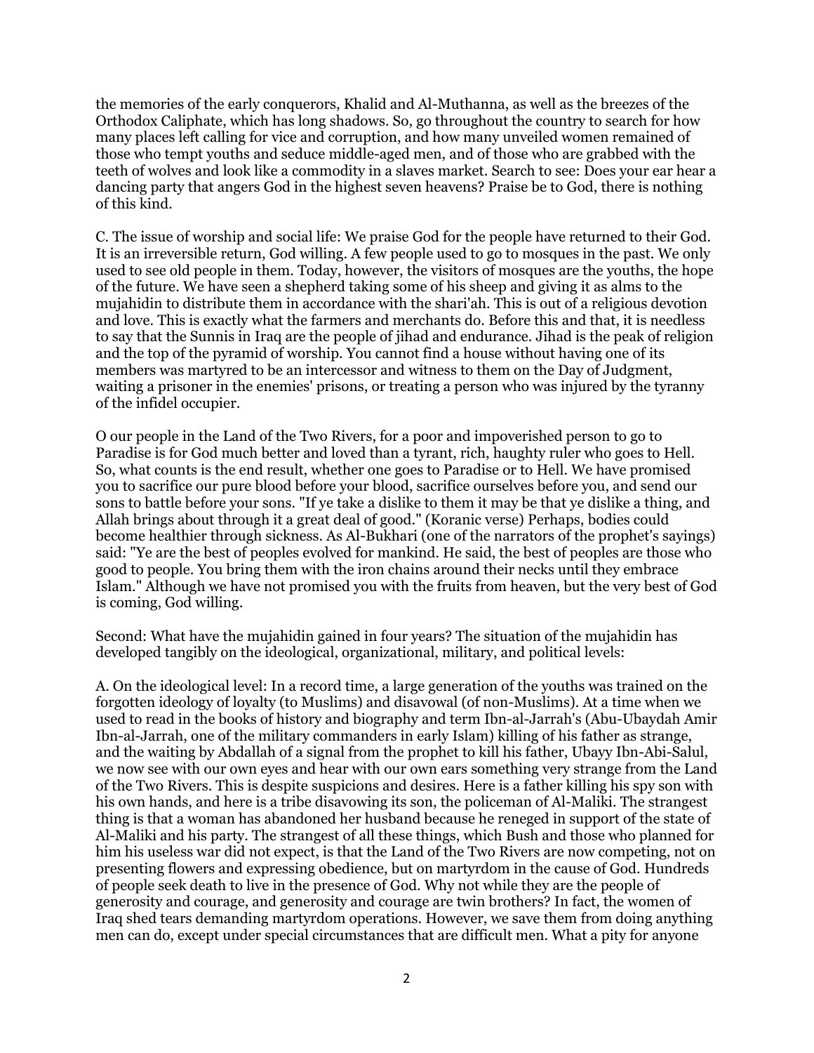the memories of the early conquerors, Khalid and Al-Muthanna, as well as the breezes of the Orthodox Caliphate, which has long shadows. So, go throughout the country to search for how many places left calling for vice and corruption, and how many unveiled women remained of those who tempt youths and seduce middle-aged men, and of those who are grabbed with the teeth of wolves and look like a commodity in a slaves market. Search to see: Does your ear hear a dancing party that angers God in the highest seven heavens? Praise be to God, there is nothing of this kind.

C. The issue of worship and social life: We praise God for the people have returned to their God. It is an irreversible return, God willing. A few people used to go to mosques in the past. We only used to see old people in them. Today, however, the visitors of mosques are the youths, the hope of the future. We have seen a shepherd taking some of his sheep and giving it as alms to the mujahidin to distribute them in accordance with the shari'ah. This is out of a religious devotion and love. This is exactly what the farmers and merchants do. Before this and that, it is needless to say that the Sunnis in Iraq are the people of jihad and endurance. Jihad is the peak of religion and the top of the pyramid of worship. You cannot find a house without having one of its members was martyred to be an intercessor and witness to them on the Day of Judgment, waiting a prisoner in the enemies' prisons, or treating a person who was injured by the tyranny of the infidel occupier.

O our people in the Land of the Two Rivers, for a poor and impoverished person to go to Paradise is for God much better and loved than a tyrant, rich, haughty ruler who goes to Hell. So, what counts is the end result, whether one goes to Paradise or to Hell. We have promised you to sacrifice our pure blood before your blood, sacrifice ourselves before you, and send our sons to battle before your sons. "If ye take a dislike to them it may be that ye dislike a thing, and Allah brings about through it a great deal of good." (Koranic verse) Perhaps, bodies could become healthier through sickness. As Al-Bukhari (one of the narrators of the prophet's sayings) said: "Ye are the best of peoples evolved for mankind. He said, the best of peoples are those who good to people. You bring them with the iron chains around their necks until they embrace Islam." Although we have not promised you with the fruits from heaven, but the very best of God is coming, God willing.

Second: What have the mujahidin gained in four years? The situation of the mujahidin has developed tangibly on the ideological, organizational, military, and political levels:

A. On the ideological level: In a record time, a large generation of the youths was trained on the forgotten ideology of loyalty (to Muslims) and disavowal (of non-Muslims). At a time when we used to read in the books of history and biography and term Ibn-al-Jarrah's (Abu-Ubaydah Amir Ibn-al-Jarrah, one of the military commanders in early Islam) killing of his father as strange, and the waiting by Abdallah of a signal from the prophet to kill his father, Ubayy Ibn-Abi-Salul, we now see with our own eyes and hear with our own ears something very strange from the Land of the Two Rivers. This is despite suspicions and desires. Here is a father killing his spy son with his own hands, and here is a tribe disavowing its son, the policeman of Al-Maliki. The strangest thing is that a woman has abandoned her husband because he reneged in support of the state of Al-Maliki and his party. The strangest of all these things, which Bush and those who planned for him his useless war did not expect, is that the Land of the Two Rivers are now competing, not on presenting flowers and expressing obedience, but on martyrdom in the cause of God. Hundreds of people seek death to live in the presence of God. Why not while they are the people of generosity and courage, and generosity and courage are twin brothers? In fact, the women of Iraq shed tears demanding martyrdom operations. However, we save them from doing anything men can do, except under special circumstances that are difficult men. What a pity for anyone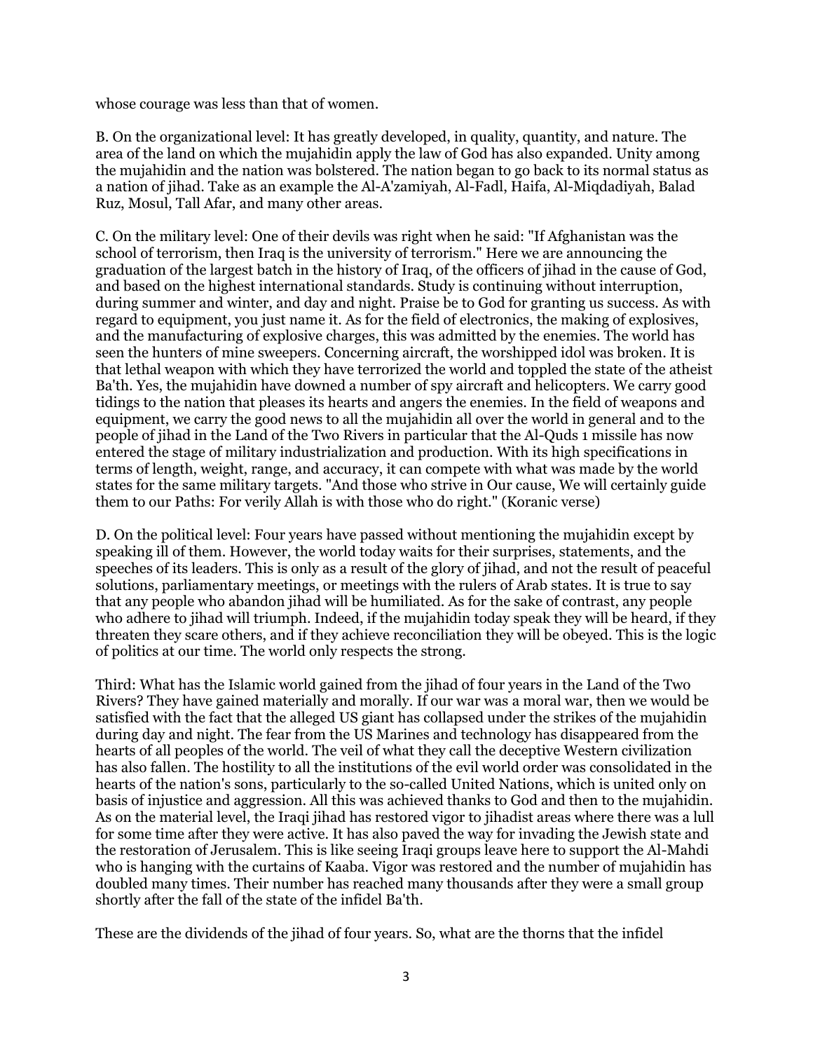whose courage was less than that of women.

B. On the organizational level: It has greatly developed, in quality, quantity, and nature. The area of the land on which the mujahidin apply the law of God has also expanded. Unity among the mujahidin and the nation was bolstered. The nation began to go back to its normal status as a nation of jihad. Take as an example the Al-A'zamiyah, Al-Fadl, Haifa, Al-Miqdadiyah, Balad Ruz, Mosul, Tall Afar, and many other areas.

C. On the military level: One of their devils was right when he said: "If Afghanistan was the school of terrorism, then Iraq is the university of terrorism." Here we are announcing the graduation of the largest batch in the history of Iraq, of the officers of jihad in the cause of God, and based on the highest international standards. Study is continuing without interruption, during summer and winter, and day and night. Praise be to God for granting us success. As with regard to equipment, you just name it. As for the field of electronics, the making of explosives, and the manufacturing of explosive charges, this was admitted by the enemies. The world has seen the hunters of mine sweepers. Concerning aircraft, the worshipped idol was broken. It is that lethal weapon with which they have terrorized the world and toppled the state of the atheist Ba'th. Yes, the mujahidin have downed a number of spy aircraft and helicopters. We carry good tidings to the nation that pleases its hearts and angers the enemies. In the field of weapons and equipment, we carry the good news to all the mujahidin all over the world in general and to the people of jihad in the Land of the Two Rivers in particular that the Al-Quds 1 missile has now entered the stage of military industrialization and production. With its high specifications in terms of length, weight, range, and accuracy, it can compete with what was made by the world states for the same military targets. "And those who strive in Our cause, We will certainly guide them to our Paths: For verily Allah is with those who do right." (Koranic verse)

D. On the political level: Four years have passed without mentioning the mujahidin except by speaking ill of them. However, the world today waits for their surprises, statements, and the speeches of its leaders. This is only as a result of the glory of jihad, and not the result of peaceful solutions, parliamentary meetings, or meetings with the rulers of Arab states. It is true to say that any people who abandon jihad will be humiliated. As for the sake of contrast, any people who adhere to jihad will triumph. Indeed, if the mujahidin today speak they will be heard, if they threaten they scare others, and if they achieve reconciliation they will be obeyed. This is the logic of politics at our time. The world only respects the strong.

Third: What has the Islamic world gained from the jihad of four years in the Land of the Two Rivers? They have gained materially and morally. If our war was a moral war, then we would be satisfied with the fact that the alleged US giant has collapsed under the strikes of the mujahidin during day and night. The fear from the US Marines and technology has disappeared from the hearts of all peoples of the world. The veil of what they call the deceptive Western civilization has also fallen. The hostility to all the institutions of the evil world order was consolidated in the hearts of the nation's sons, particularly to the so-called United Nations, which is united only on basis of injustice and aggression. All this was achieved thanks to God and then to the mujahidin. As on the material level, the Iraqi jihad has restored vigor to jihadist areas where there was a lull for some time after they were active. It has also paved the way for invading the Jewish state and the restoration of Jerusalem. This is like seeing Iraqi groups leave here to support the Al-Mahdi who is hanging with the curtains of Kaaba. Vigor was restored and the number of mujahidin has doubled many times. Their number has reached many thousands after they were a small group shortly after the fall of the state of the infidel Ba'th.

These are the dividends of the jihad of four years. So, what are the thorns that the infidel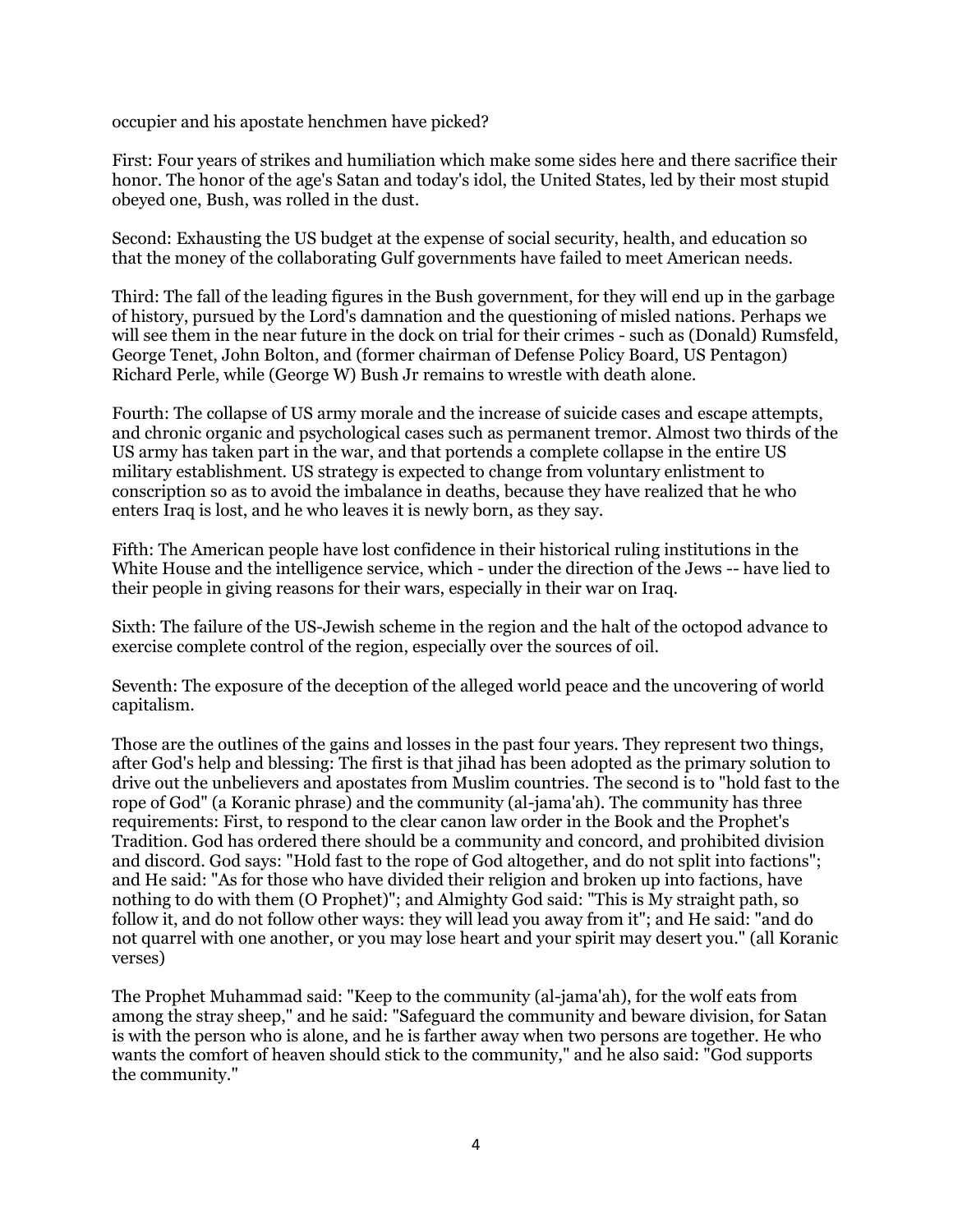occupier and his apostate henchmen have picked?

First: Four years of strikes and humiliation which make some sides here and there sacrifice their honor. The honor of the age's Satan and today's idol, the United States, led by their most stupid obeyed one, Bush, was rolled in the dust.

Second: Exhausting the US budget at the expense of social security, health, and education so that the money of the collaborating Gulf governments have failed to meet American needs.

Third: The fall of the leading figures in the Bush government, for they will end up in the garbage of history, pursued by the Lord's damnation and the questioning of misled nations. Perhaps we will see them in the near future in the dock on trial for their crimes - such as (Donald) Rumsfeld, George Tenet, John Bolton, and (former chairman of Defense Policy Board, US Pentagon) Richard Perle, while (George W) Bush Jr remains to wrestle with death alone.

Fourth: The collapse of US army morale and the increase of suicide cases and escape attempts, and chronic organic and psychological cases such as permanent tremor. Almost two thirds of the US army has taken part in the war, and that portends a complete collapse in the entire US military establishment. US strategy is expected to change from voluntary enlistment to conscription so as to avoid the imbalance in deaths, because they have realized that he who enters Iraq is lost, and he who leaves it is newly born, as they say.

Fifth: The American people have lost confidence in their historical ruling institutions in the White House and the intelligence service, which - under the direction of the Jews -- have lied to their people in giving reasons for their wars, especially in their war on Iraq.

Sixth: The failure of the US-Jewish scheme in the region and the halt of the octopod advance to exercise complete control of the region, especially over the sources of oil.

Seventh: The exposure of the deception of the alleged world peace and the uncovering of world capitalism.

Those are the outlines of the gains and losses in the past four years. They represent two things, after God's help and blessing: The first is that jihad has been adopted as the primary solution to drive out the unbelievers and apostates from Muslim countries. The second is to "hold fast to the rope of God" (a Koranic phrase) and the community (al-jama'ah). The community has three requirements: First, to respond to the clear canon law order in the Book and the Prophet's Tradition. God has ordered there should be a community and concord, and prohibited division and discord. God says: "Hold fast to the rope of God altogether, and do not split into factions"; and He said: "As for those who have divided their religion and broken up into factions, have nothing to do with them (O Prophet)"; and Almighty God said: "This is My straight path, so follow it, and do not follow other ways: they will lead you away from it"; and He said: "and do not quarrel with one another, or you may lose heart and your spirit may desert you." (all Koranic verses)

The Prophet Muhammad said: "Keep to the community (al-jama'ah), for the wolf eats from among the stray sheep," and he said: "Safeguard the community and beware division, for Satan is with the person who is alone, and he is farther away when two persons are together. He who wants the comfort of heaven should stick to the community," and he also said: "God supports the community."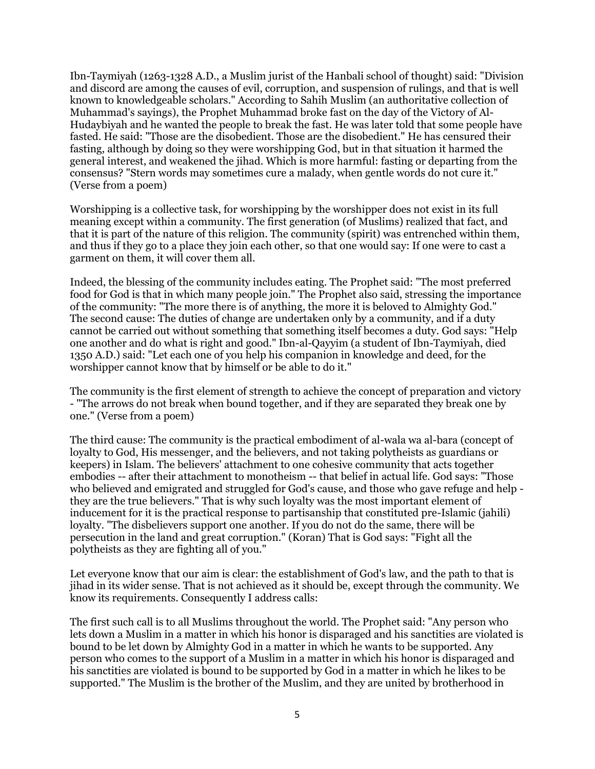Ibn-Taymiyah (1263-1328 A.D., a Muslim jurist of the Hanbali school of thought) said: "Division and discord are among the causes of evil, corruption, and suspension of rulings, and that is well known to knowledgeable scholars." According to Sahih Muslim (an authoritative collection of Muhammad's sayings), the Prophet Muhammad broke fast on the day of the Victory of Al-Hudaybiyah and he wanted the people to break the fast. He was later told that some people have fasted. He said: "Those are the disobedient. Those are the disobedient." He has censured their fasting, although by doing so they were worshipping God, but in that situation it harmed the general interest, and weakened the jihad. Which is more harmful: fasting or departing from the consensus? "Stern words may sometimes cure a malady, when gentle words do not cure it." (Verse from a poem)

Worshipping is a collective task, for worshipping by the worshipper does not exist in its full meaning except within a community. The first generation (of Muslims) realized that fact, and that it is part of the nature of this religion. The community (spirit) was entrenched within them, and thus if they go to a place they join each other, so that one would say: If one were to cast a garment on them, it will cover them all.

Indeed, the blessing of the community includes eating. The Prophet said: "The most preferred food for God is that in which many people join." The Prophet also said, stressing the importance of the community: "The more there is of anything, the more it is beloved to Almighty God." The second cause: The duties of change are undertaken only by a community, and if a duty cannot be carried out without something that something itself becomes a duty. God says: "Help one another and do what is right and good." Ibn-al-Qayyim (a student of Ibn-Taymiyah, died 1350 A.D.) said: "Let each one of you help his companion in knowledge and deed, for the worshipper cannot know that by himself or be able to do it."

The community is the first element of strength to achieve the concept of preparation and victory - "The arrows do not break when bound together, and if they are separated they break one by one." (Verse from a poem)

The third cause: The community is the practical embodiment of al-wala wa al-bara (concept of loyalty to God, His messenger, and the believers, and not taking polytheists as guardians or keepers) in Islam. The believers' attachment to one cohesive community that acts together embodies -- after their attachment to monotheism -- that belief in actual life. God says: "Those who believed and emigrated and struggled for God's cause, and those who gave refuge and help - they are the true believers." That is why such loyalty was the most important element of inducement for it is the practical response to partisanship that constituted pre-Islamic (jahili) loyalty. "The disbelievers support one another. If you do not do the same, there will be persecution in the land and great corruption." (Koran) That is God says: "Fight all the polytheists as they are fighting all of you."

Let everyone know that our aim is clear: the establishment of God's law, and the path to that is jihad in its wider sense. That is not achieved as it should be, except through the community. We know its requirements. Consequently I address calls:

The first such call is to all Muslims throughout the world. The Prophet said: "Any person who lets down a Muslim in a matter in which his honor is disparaged and his sanctities are violated is bound to be let down by Almighty God in a matter in which he wants to be supported. Any person who comes to the support of a Muslim in a matter in which his honor is disparaged and his sanctities are violated is bound to be supported by God in a matter in which he likes to be supported." The Muslim is the brother of the Muslim, and they are united by brotherhood in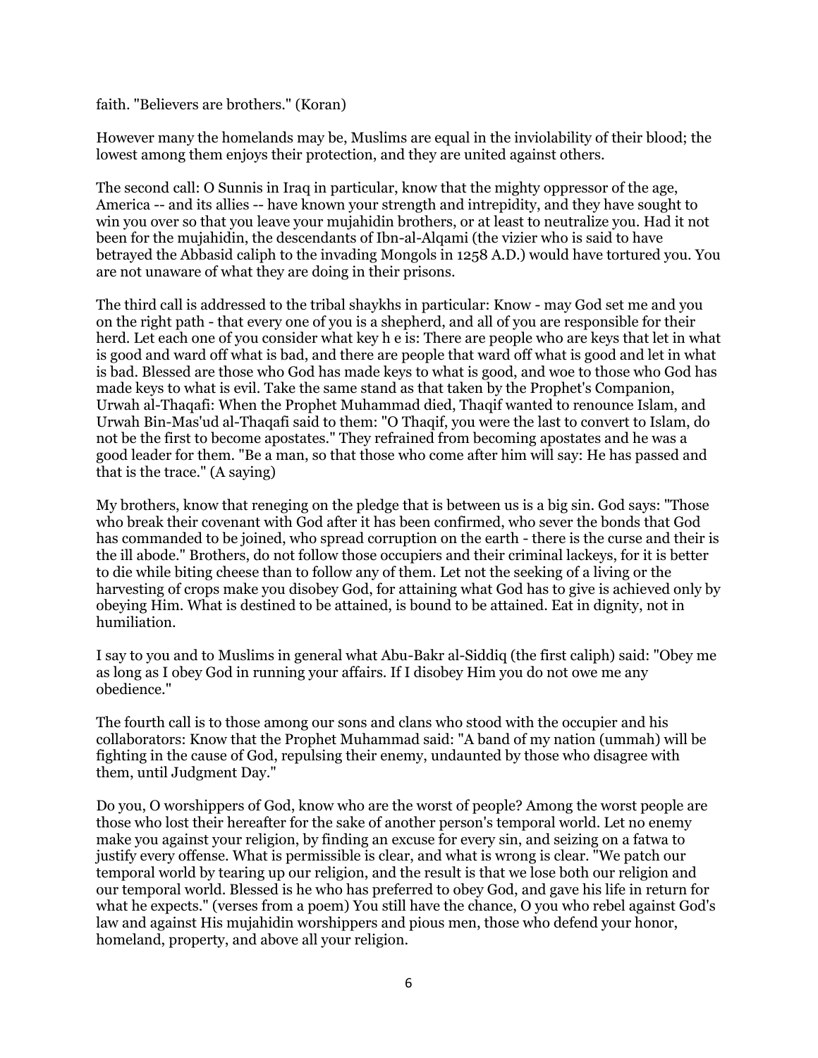faith. "Believers are brothers." (Koran)

However many the homelands may be, Muslims are equal in the inviolability of their blood; the lowest among them enjoys their protection, and they are united against others.

The second call: O Sunnis in Iraq in particular, know that the mighty oppressor of the age, America -- and its allies -- have known your strength and intrepidity, and they have sought to win you over so that you leave your mujahidin brothers, or at least to neutralize you. Had it not been for the mujahidin, the descendants of Ibn-al-Alqami (the vizier who is said to have betrayed the Abbasid caliph to the invading Mongols in 1258 A.D.) would have tortured you. You are not unaware of what they are doing in their prisons.

The third call is addressed to the tribal shaykhs in particular: Know - may God set me and you on the right path - that every one of you is a shepherd, and all of you are responsible for their herd. Let each one of you consider what key h e is: There are people who are keys that let in what is good and ward off what is bad, and there are people that ward off what is good and let in what is bad. Blessed are those who God has made keys to what is good, and woe to those who God has made keys to what is evil. Take the same stand as that taken by the Prophet's Companion, Urwah al-Thaqafi: When the Prophet Muhammad died, Thaqif wanted to renounce Islam, and Urwah Bin-Mas'ud al-Thaqafi said to them: "O Thaqif, you were the last to convert to Islam, do not be the first to become apostates." They refrained from becoming apostates and he was a good leader for them. "Be a man, so that those who come after him will say: He has passed and that is the trace." (A saying)

My brothers, know that reneging on the pledge that is between us is a big sin. God says: "Those who break their covenant with God after it has been confirmed, who sever the bonds that God has commanded to be joined, who spread corruption on the earth - there is the curse and their is the ill abode." Brothers, do not follow those occupiers and their criminal lackeys, for it is better to die while biting cheese than to follow any of them. Let not the seeking of a living or the harvesting of crops make you disobey God, for attaining what God has to give is achieved only by obeying Him. What is destined to be attained, is bound to be attained. Eat in dignity, not in humiliation.

I say to you and to Muslims in general what Abu-Bakr al-Siddiq (the first caliph) said: "Obey me as long as I obey God in running your affairs. If I disobey Him you do not owe me any obedience."

The fourth call is to those among our sons and clans who stood with the occupier and his collaborators: Know that the Prophet Muhammad said: "A band of my nation (ummah) will be fighting in the cause of God, repulsing their enemy, undaunted by those who disagree with them, until Judgment Day."

Do you, O worshippers of God, know who are the worst of people? Among the worst people are those who lost their hereafter for the sake of another person's temporal world. Let no enemy make you against your religion, by finding an excuse for every sin, and seizing on a fatwa to justify every offense. What is permissible is clear, and what is wrong is clear. "We patch our temporal world by tearing up our religion, and the result is that we lose both our religion and our temporal world. Blessed is he who has preferred to obey God, and gave his life in return for what he expects." (verses from a poem) You still have the chance, O you who rebel against God's law and against His mujahidin worshippers and pious men, those who defend your honor, homeland, property, and above all your religion.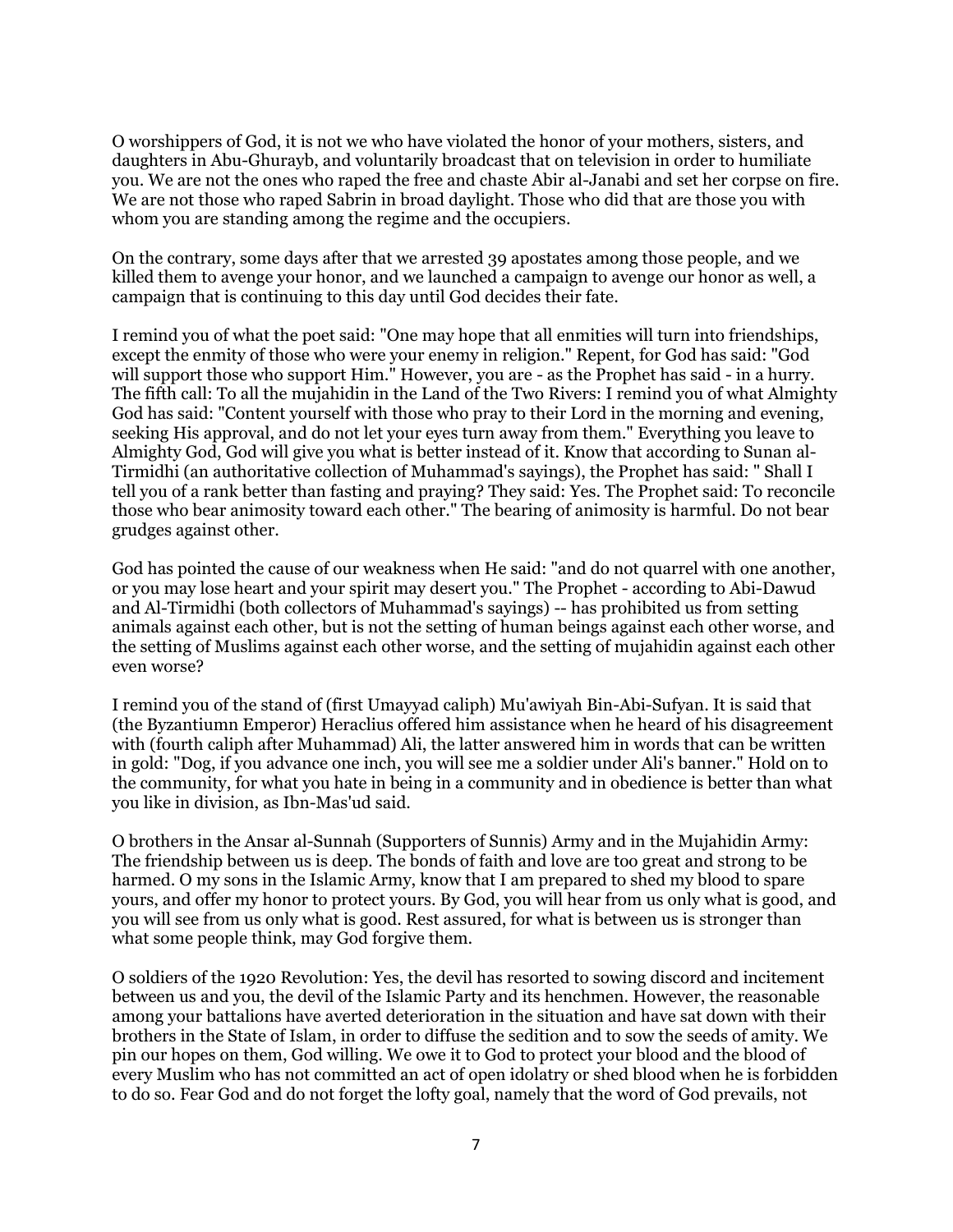O worshippers of God, it is not we who have violated the honor of your mothers, sisters, and daughters in Abu-Ghurayb, and voluntarily broadcast that on television in order to humiliate you. We are not the ones who raped the free and chaste Abir al-Janabi and set her corpse on fire. We are not those who raped Sabrin in broad daylight. Those who did that are those you with whom you are standing among the regime and the occupiers.

On the contrary, some days after that we arrested 39 apostates among those people, and we killed them to avenge your honor, and we launched a campaign to avenge our honor as well, a campaign that is continuing to this day until God decides their fate.

I remind you of what the poet said: "One may hope that all enmities will turn into friendships, except the enmity of those who were your enemy in religion." Repent, for God has said: "God will support those who support Him." However, you are - as the Prophet has said - in a hurry. The fifth call: To all the mujahidin in the Land of the Two Rivers: I remind you of what Almighty God has said: "Content yourself with those who pray to their Lord in the morning and evening, seeking His approval, and do not let your eyes turn away from them." Everything you leave to Almighty God, God will give you what is better instead of it. Know that according to Sunan al-Tirmidhi (an authoritative collection of Muhammad's sayings), the Prophet has said: " Shall I tell you of a rank better than fasting and praying? They said: Yes. The Prophet said: To reconcile those who bear animosity toward each other." The bearing of animosity is harmful. Do not bear grudges against other.

God has pointed the cause of our weakness when He said: "and do not quarrel with one another, or you may lose heart and your spirit may desert you." The Prophet - according to Abi-Dawud and Al-Tirmidhi (both collectors of Muhammad's sayings) -- has prohibited us from setting animals against each other, but is not the setting of human beings against each other worse, and the setting of Muslims against each other worse, and the setting of mujahidin against each other even worse?

I remind you of the stand of (first Umayyad caliph) Mu'awiyah Bin-Abi-Sufyan. It is said that (the Byzantiumn Emperor) Heraclius offered him assistance when he heard of his disagreement with (fourth caliph after Muhammad) Ali, the latter answered him in words that can be written in gold: "Dog, if you advance one inch, you will see me a soldier under Ali's banner." Hold on to the community, for what you hate in being in a community and in obedience is better than what you like in division, as Ibn-Mas'ud said.

O brothers in the Ansar al-Sunnah (Supporters of Sunnis) Army and in the Mujahidin Army: The friendship between us is deep. The bonds of faith and love are too great and strong to be harmed. O my sons in the Islamic Army, know that I am prepared to shed my blood to spare yours, and offer my honor to protect yours. By God, you will hear from us only what is good, and you will see from us only what is good. Rest assured, for what is between us is stronger than what some people think, may God forgive them.

O soldiers of the 1920 Revolution: Yes, the devil has resorted to sowing discord and incitement between us and you, the devil of the Islamic Party and its henchmen. However, the reasonable among your battalions have averted deterioration in the situation and have sat down with their brothers in the State of Islam, in order to diffuse the sedition and to sow the seeds of amity. We pin our hopes on them, God willing. We owe it to God to protect your blood and the blood of every Muslim who has not committed an act of open idolatry or shed blood when he is forbidden to do so. Fear God and do not forget the lofty goal, namely that the word of God prevails, not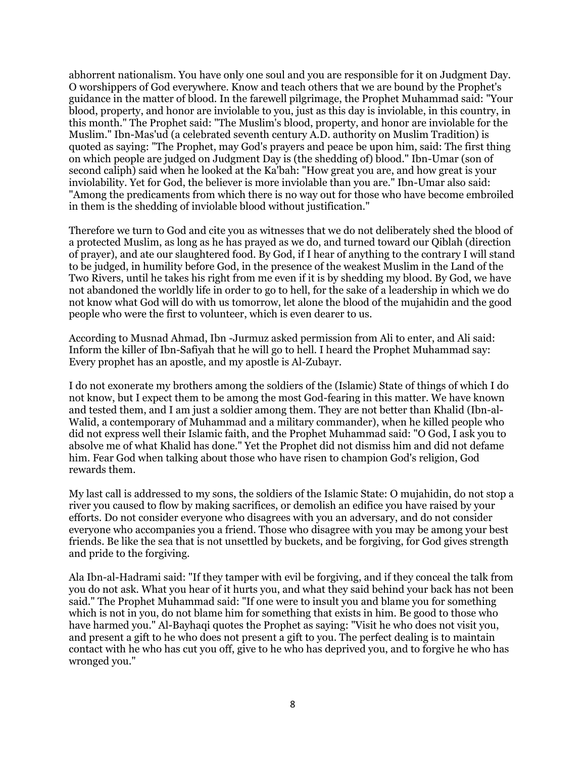abhorrent nationalism. You have only one soul and you are responsible for it on Judgment Day. O worshippers of God everywhere. Know and teach others that we are bound by the Prophet's guidance in the matter of blood. In the farewell pilgrimage, the Prophet Muhammad said: "Your blood, property, and honor are inviolable to you, just as this day is inviolable, in this country, in this month." The Prophet said: "The Muslim's blood, property, and honor are inviolable for the Muslim." Ibn-Mas'ud (a celebrated seventh century A.D. authority on Muslim Tradition) is quoted as saying: "The Prophet, may God's prayers and peace be upon him, said: The first thing on which people are judged on Judgment Day is (the shedding of) blood." Ibn-Umar (son of second caliph) said when he looked at the Ka'bah: "How great you are, and how great is your inviolability. Yet for God, the believer is more inviolable than you are." Ibn-Umar also said: "Among the predicaments from which there is no way out for those who have become embroiled in them is the shedding of inviolable blood without justification."

Therefore we turn to God and cite you as witnesses that we do not deliberately shed the blood of a protected Muslim, as long as he has prayed as we do, and turned toward our Qiblah (direction of prayer), and ate our slaughtered food. By God, if I hear of anything to the contrary I will stand to be judged, in humility before God, in the presence of the weakest Muslim in the Land of the Two Rivers, until he takes his right from me even if it is by shedding my blood. By God, we have not abandoned the worldly life in order to go to hell, for the sake of a leadership in which we do not know what God will do with us tomorrow, let alone the blood of the mujahidin and the good people who were the first to volunteer, which is even dearer to us.

According to Musnad Ahmad, Ibn -Jurmuz asked permission from Ali to enter, and Ali said: Inform the killer of Ibn-Safiyah that he will go to hell. I heard the Prophet Muhammad say: Every prophet has an apostle, and my apostle is Al-Zubayr.

I do not exonerate my brothers among the soldiers of the (Islamic) State of things of which I do not know, but I expect them to be among the most God-fearing in this matter. We have known and tested them, and I am just a soldier among them. They are not better than Khalid (Ibn-al-Walid, a contemporary of Muhammad and a military commander), when he killed people who did not express well their Islamic faith, and the Prophet Muhammad said: "O God, I ask you to absolve me of what Khalid has done." Yet the Prophet did not dismiss him and did not defame him. Fear God when talking about those who have risen to champion God's religion, God rewards them.

My last call is addressed to my sons, the soldiers of the Islamic State: O mujahidin, do not stop a river you caused to flow by making sacrifices, or demolish an edifice you have raised by your efforts. Do not consider everyone who disagrees with you an adversary, and do not consider everyone who accompanies you a friend. Those who disagree with you may be among your best friends. Be like the sea that is not unsettled by buckets, and be forgiving, for God gives strength and pride to the forgiving.

Ala Ibn-al-Hadrami said: "If they tamper with evil be forgiving, and if they conceal the talk from you do not ask. What you hear of it hurts you, and what they said behind your back has not been said." The Prophet Muhammad said: "If one were to insult you and blame you for something which is not in you, do not blame him for something that exists in him. Be good to those who have harmed you." Al-Bayhaqi quotes the Prophet as saying: "Visit he who does not visit you, and present a gift to he who does not present a gift to you. The perfect dealing is to maintain contact with he who has cut you off, give to he who has deprived you, and to forgive he who has wronged you."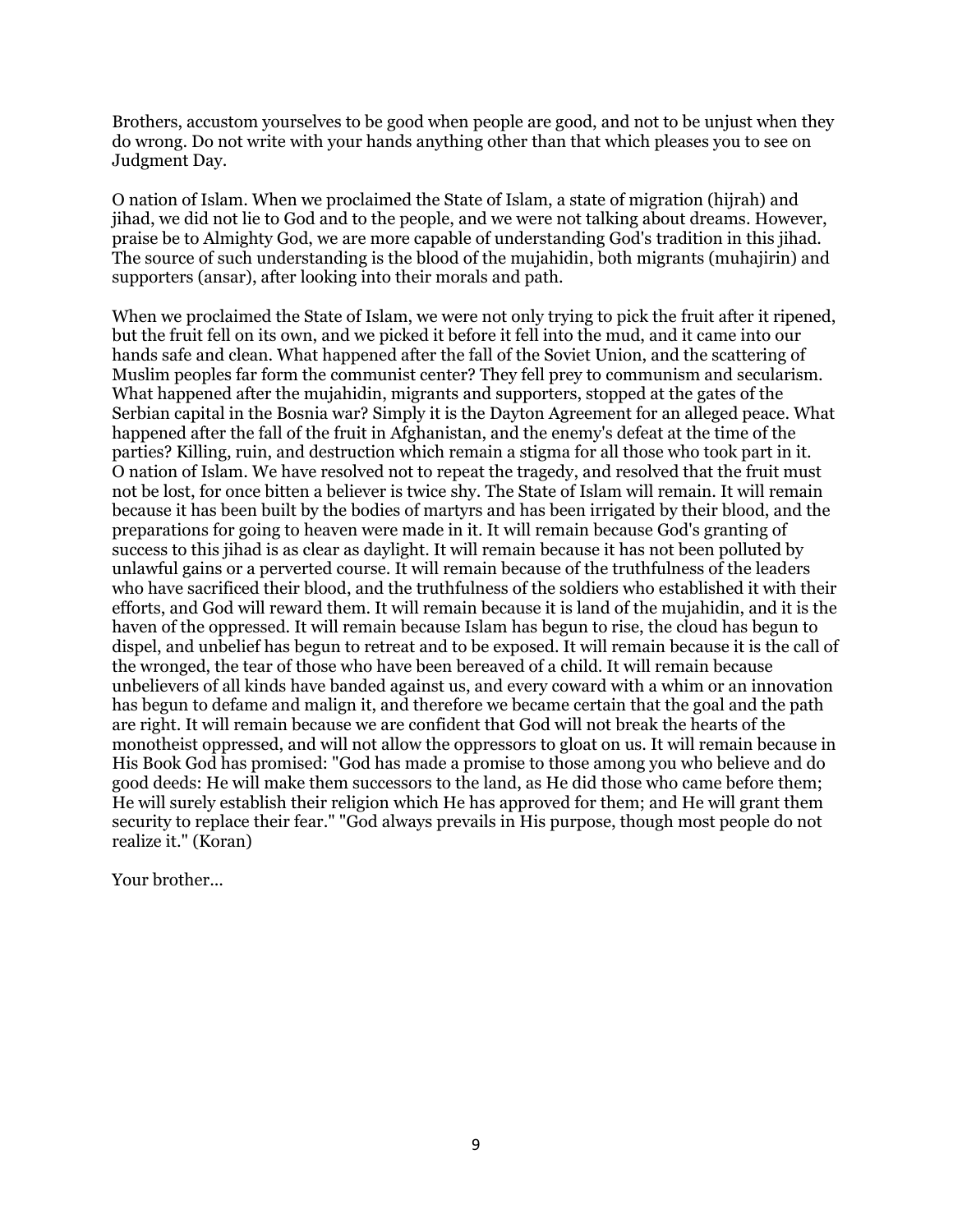Brothers, accustom yourselves to be good when people are good, and not to be unjust when they do wrong. Do not write with your hands anything other than that which pleases you to see on Judgment Day.

O nation of Islam. When we proclaimed the State of Islam, a state of migration (hijrah) and jihad, we did not lie to God and to the people, and we were not talking about dreams. However, praise be to Almighty God, we are more capable of understanding God's tradition in this jihad. The source of such understanding is the blood of the mujahidin, both migrants (muhajirin) and supporters (ansar), after looking into their morals and path.

When we proclaimed the State of Islam, we were not only trying to pick the fruit after it ripened, but the fruit fell on its own, and we picked it before it fell into the mud, and it came into our hands safe and clean. What happened after the fall of the Soviet Union, and the scattering of Muslim peoples far form the communist center? They fell prey to communism and secularism. What happened after the mujahidin, migrants and supporters, stopped at the gates of the Serbian capital in the Bosnia war? Simply it is the Dayton Agreement for an alleged peace. What happened after the fall of the fruit in Afghanistan, and the enemy's defeat at the time of the parties? Killing, ruin, and destruction which remain a stigma for all those who took part in it. O nation of Islam. We have resolved not to repeat the tragedy, and resolved that the fruit must not be lost, for once bitten a believer is twice shy. The State of Islam will remain. It will remain because it has been built by the bodies of martyrs and has been irrigated by their blood, and the preparations for going to heaven were made in it. It will remain because God's granting of success to this jihad is as clear as daylight. It will remain because it has not been polluted by unlawful gains or a perverted course. It will remain because of the truthfulness of the leaders who have sacrificed their blood, and the truthfulness of the soldiers who established it with their efforts, and God will reward them. It will remain because it is land of the mujahidin, and it is the haven of the oppressed. It will remain because Islam has begun to rise, the cloud has begun to dispel, and unbelief has begun to retreat and to be exposed. It will remain because it is the call of the wronged, the tear of those who have been bereaved of a child. It will remain because unbelievers of all kinds have banded against us, and every coward with a whim or an innovation has begun to defame and malign it, and therefore we became certain that the goal and the path are right. It will remain because we are confident that God will not break the hearts of the monotheist oppressed, and will not allow the oppressors to gloat on us. It will remain because in His Book God has promised: "God has made a promise to those among you who believe and do good deeds: He will make them successors to the land, as He did those who came before them; He will surely establish their religion which He has approved for them; and He will grant them security to replace their fear." "God always prevails in His purpose, though most people do not realize it." (Koran)

Your brother...